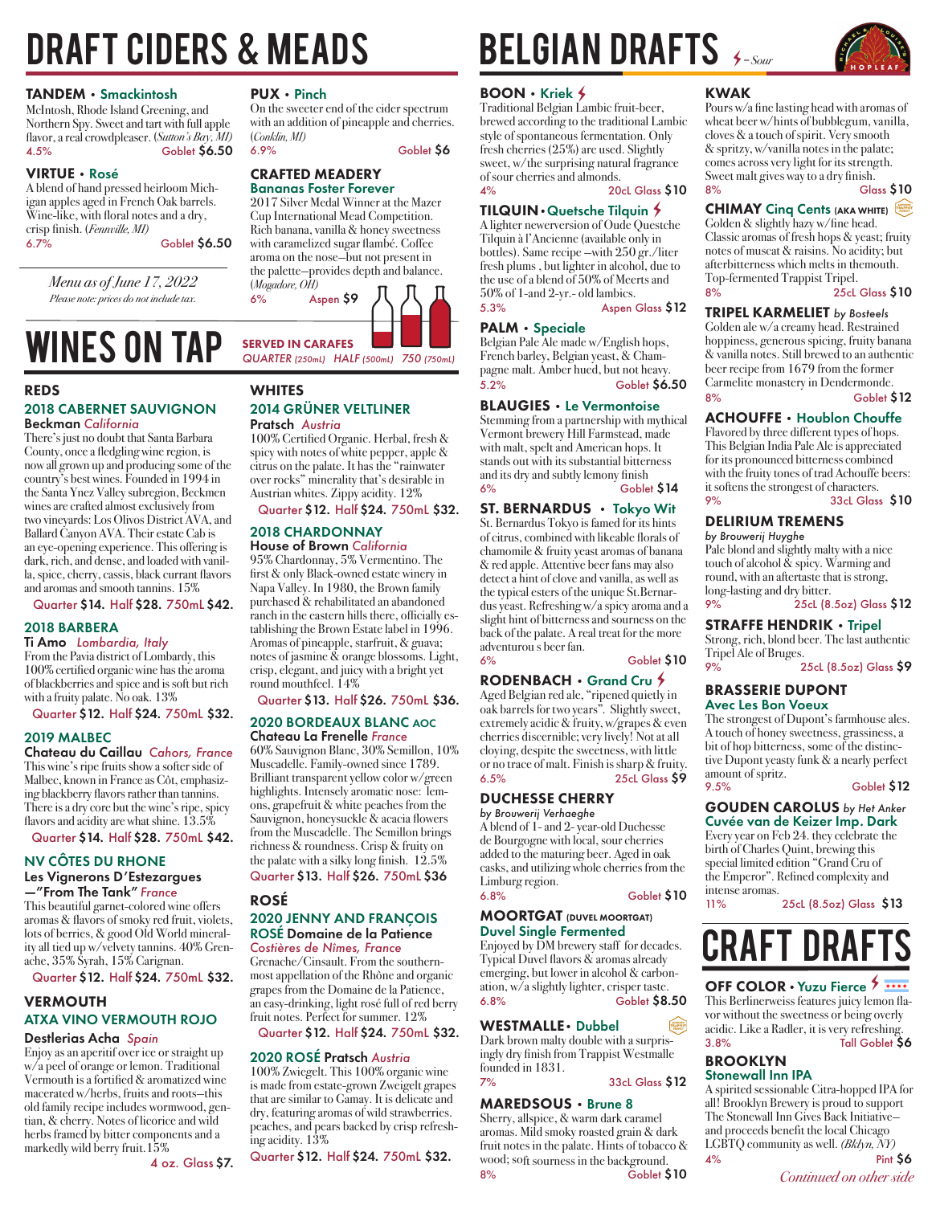# DRAFT CIDERS & MEADS

### TANDEM • Smackintosh

McIntosh, Rhode Island Greening, and Northern Spy. Sweet and tart with full apple flavor, a real crowdpleaser. (*Sutton's Bay, MI*)
4.5% Goblet $6.50

### VIRTUE • Rosé

A blend of hand pressed heirloom Michigan apples aged in French Oak barrels. Wine-like, with floral notes and a dry, crisp finish. (*Fennville, MI*)
6.7% Goblet $6.50

### PUX • Pinch

On the sweeter end of the cider spectrum with an addition of pineapple and cherries. (*Conklin, MI*)
6.9% Goblet $6

### CRAFTED MEADERY
**Bananas Foster Forever**

2017 Silver Medal Winner at the Mazer Cup International Mead Competition. Rich banana, vanilla & honey sweetness with caramelized sugar flambé. Coffee aroma on the nose—but not present in the palette—provides depth and balance. (*Mogadore, OH*)
6% Aspen $9

*Menu as of June 17, 2022*
*Please note: prices do not include tax.*

# WINES ON TAP

**SERVED IN CARAFES**
*QUARTER (250mL) HALF (500mL) 750 (750mL)*

## REDS

### 2018 CABERNET SAUVIGNON
**Beckman** *California*

There's just no doubt that Santa Barbara County, once a fledgling wine region, is now all grown up and producing some of the country's best wines. Founded in 1994 in the Santa Ynez Valley subregion, Beckmen wines are crafted almost exclusively from two vineyards: Los Olivos District AVA, and Ballard Canyon AVA. Their estate Cab is an eye-opening experience. This offering is dark, rich, and dense, and loaded with vanilla, spice, cherry, cassis, black currant flavors and aromas and smooth tannins. 15%

Quarter $14. Half $28. 750mL $42.

### 2018 BARBERA
**Ti Amo** *Lombardia, Italy*

From the Pavia district of Lombardy, this 100% certified organic wine has the aroma of blackberries and spice and is soft but rich with a fruity palate. No oak. 13%

Quarter $12. Half $24. 750mL $32.

### 2019 MALBEC
**Chateau du Caillau** *Cahors, France*

This wine's ripe fruits show a softer side of Malbec, known in France as Côt, emphasizing blackberry flavors rather than tannins. There is a dry core but the wine's ripe, spicy flavors and acidity are what shine. 13.5%

Quarter $14. Half $28. 750mL $42.

### NV CÔTES DU RHONE
**Les Vignerons D'Estezargues —"From The Tank"** *France*

This beautiful garnet-colored wine offers aromas & flavors of smoky red fruit, violets, lots of berries, & good Old World minerality all tied up w/velvety tannins. 40% Grenache, 35% Syrah, 15% Carignan.

Quarter $12. Half $24. 750mL $32.

## VERMOUTH

### ATXA VINO VERMOUTH ROJO
**Destlerias Acha** *Spain*

Enjoy as an aperitif over ice or straight up w/a peel of orange or lemon. Traditional Vermouth is a fortified & aromatized wine macerated w/herbs, fruits and roots—this old family recipe includes wormwood, gentian, & cherry. Notes of licorice and wild herbs framed by bitter components and a markedly wild berry fruit.15%

4 oz. Glass $7.

## WHITES

### 2014 GRÜNER VELTLINER
**Pratsch** *Austria*

100% Certified Organic. Herbal, fresh & spicy with notes of white pepper, apple & citrus on the palate. It has the "rainwater over rocks" minerality that's desirable in Austrian whites. Zippy acidity. 12%

Quarter $12. Half $24. 750mL $32.

### 2018 CHARDONNAY
**House of Brown** *California*

95% Chardonnay, 5% Vermentino. The first & only Black-owned estate winery in Napa Valley. In 1980, the Brown family purchased & rehabilitated an abandoned ranch in the eastern hills there, officially establishing the Brown Estate label in 1996. Aromas of pineapple, starfruit, & guava; notes of jasmine & orange blossoms. Light, crisp, elegant, and juicy with a bright yet round mouthfeel. 14%

Quarter $13. Half $26. 750mL $36.

### 2020 BORDEAUX BLANC AOC
**Chateau La Frenelle** *France*

60% Sauvignon Blanc, 30% Semillon, 10% Muscadelle. Family-owned since 1789. Brilliant transparent yellow color w/green highlights. Intensely aromatic nose: lemons, grapefruit & white peaches from the Sauvignon, honeysuckle & acacia flowers from the Muscadelle. The Semillon brings richness & roundness. Crisp & fruity on the palate with a silky long finish. 12.5%

Quarter $13. Half $26. 750mL $36

## ROSÉ

### 2020 JENNY AND FRANÇOIS ROSÉ Domaine de la Patience
*Costières de Nîmes, France*

Grenache/Cinsault. From the southernmost appellation of the Rhône and organic grapes from the Domaine de la Patience, an easy-drinking, light rosé full of red berry fruit notes. Perfect for summer. 12%

Quarter $12. Half $24. 750mL $32.

### 2020 ROSÉ Pratsch *Austria*

100% Zwiegelt. This 100% organic wine is made from estate-grown Zweigelt grapes that are similar to Gamay. It is delicate and dry, featuring aromas of wild strawberries, peaches, and pears backed by crisp refreshing acidity. 13%

Quarter $12. Half $24. 750mL $32.

# BELGIAN DRAFTS
⚡ = Sour

### BOON • Kriek ⚡

Traditional Belgian Lambic fruit-beer, brewed according to the traditional Lambic style of spontaneous fermentation. Only fresh cherries (25%) are used. Slightly sweet, w/the surprising natural fragrance of sour cherries and almonds.
4% 20cL Glass $10

### TILQUIN • Quetsche Tilquin ⚡

A lighter newerversion of Oude Questche Tilquin à l'Ancienne (available only in bottles). Same recipe –with 250 gr./liter fresh plums , but lighter in alcohol, due to the use of a blend of 50% of Meerts and 50% of 1-and 2-yr.- old lambics.
5.3% Aspen Glass $12

### PALM • Speciale

Belgian Pale Ale made w/English hops, French barley, Belgian yeast, & Champagne malt. Amber hued, but not heavy.
5.2% Goblet $6.50

### BLAUGIES • Le Vermontoise

Stemming from a partnership with mythical Vermont brewery Hill Farmstead, made with malt, spelt and American hops. It stands out with its substantial bitterness and its dry and subtly lemony finish
6% Goblet $14

### ST. BERNARDUS • Tokyo Wit

St. Bernardus Tokyo is famed for its hints of citrus, combined with likeable florals of chamomile & fruity yeast aromas of banana & red apple. Attentive beer fans may also detect a hint of clove and vanilla, as well as the typical esters of the unique St.Bernardus yeast. Refreshing w/a spicy aroma and a slight hint of bitterness and sourness on the back of the palate. A real treat for the more adventurou s beer fan.
6% Goblet $10

### RODENBACH • Grand Cru ⚡

Aged Belgian red ale, "ripened quietly in oak barrels for two years". Slightly sweet, extremely acidic & fruity, w/grapes & even cherries discernible; very lively! Not at all cloying, despite the sweetness, with little or no trace of malt. Finish is sharp & fruity.
6.5% 25cL Glass $9

### DUCHESSE CHERRY
*by Brouwerij Verhaeghe*

A blend of 1- and 2- year-old Duchesse de Bourgogne with local, sour cherries added to the maturing beer. Aged in oak casks, and utilizing whole cherries from the Limburg region.
6.8% Goblet $10

### MOORTGAT (DUVEL MOORTGAT)
**Duvel Single Fermented**

Enjoyed by DM brewery staff for decades. Typical Duvel flavors & aromas already emerging, but lower in alcohol & carbonation, w/a slightly lighter, crisper taste.
6.8% Goblet $8.50

### WESTMALLE • Dubbel

Dark brown malty double with a surprisingly dry finish from Trappist Westmalle founded in 1831.
7% 33cL Glass $12

### MAREDSOUS • Brune 8

Sherry, allspice, & warm dark caramel aromas. Mild smoky roasted grain & dark fruit notes in the palate. Hints of tobacco & wood; soft sourness in the background.
8% Goblet $10

### KWAK

Pours w/a fine lasting head with aromas of wheat beer w/hints of bubblegum, vanilla, cloves & a touch of spirit. Very smooth & spritzy, w/vanilla notes in the palate; comes across very light for its strength. Sweet malt gives way to a dry finish.
8% Glass $10

### CHIMAY Cinq Cents (AKA WHITE)

Golden & slightly hazy w/fine head. Classic aromas of fresh hops & yeast; fruity notes of muscat & raisins. No acidity; but afterbitterness which melts in themouth. Top-fermented Trappist Tripel.
8% 25cL Glass $10

### TRIPEL KARMELIET *by Bosteels*

Golden ale w/a creamy head. Restrained hoppiness, generous spicing, fruity banana & vanilla notes. Still brewed to an authentic beer recipe from 1679 from the former Carmelite monastery in Dendermonde.
8% Goblet $12

### ACHOUFFE • Houblon Chouffe

Flavored by three different types of hops. This Belgian India Pale Ale is appreciated for its pronounced bitterness combined with the fruity tones of trad Achouffe beers: it softens the strongest of characters.
9% 33cL Glass $10

### DELIRIUM TREMENS
*by Brouwerij Huyghe*

Pale blond and slightly malty with a nice touch of alcohol & spicy. Warming and round, with an aftertaste that is strong, long-lasting and dry bitter.
9% 25cL (8.5oz) Glass $12

### STRAFFE HENDRIK • Tripel

Strong, rich, blond beer. The last authentic Tripel Ale of Bruges.
9% 25cL (8.5oz) Glass $9

### BRASSERIE DUPONT
**Avec Les Bon Voeux**

The strongest of Dupont's farmhouse ales. A touch of honey sweetness, grassiness, a bit of hop bitterness, some of the distinctive Dupont yeasty funk & a nearly perfect amount of spritz.
9.5% Goblet $12

### GOUDEN CAROLUS *by Het Anker*
**Cuvée van de Keizer Imp. Dark**

Every year on Feb 24. they celebrate the birth of Charles Quint, brewing this special limited edition "Grand Cru of the Emperor". Refined complexity and intense aromas.
11% 25cL (8.5oz) Glass $13

# CRAFT DRAFTS

### OFF COLOR • Yuzu Fierce ⚡

This Berlinerweiss features juicy lemon flavor without the sweetness or being overly acidic. Like a Radler, it is very refreshing.
3.8% Tall Goblet $6

### BROOKLYN
**Stonewall Inn IPA**

A spirited sessionable Citra-hopped IPA for all! Brooklyn Brewery is proud to support The Stonewall Inn Gives Back Initiative–and proceeds benefit the local Chicago LGBTQ community as well. (*Bklyn, NY*)
4% Pint $6

*Continued on other side*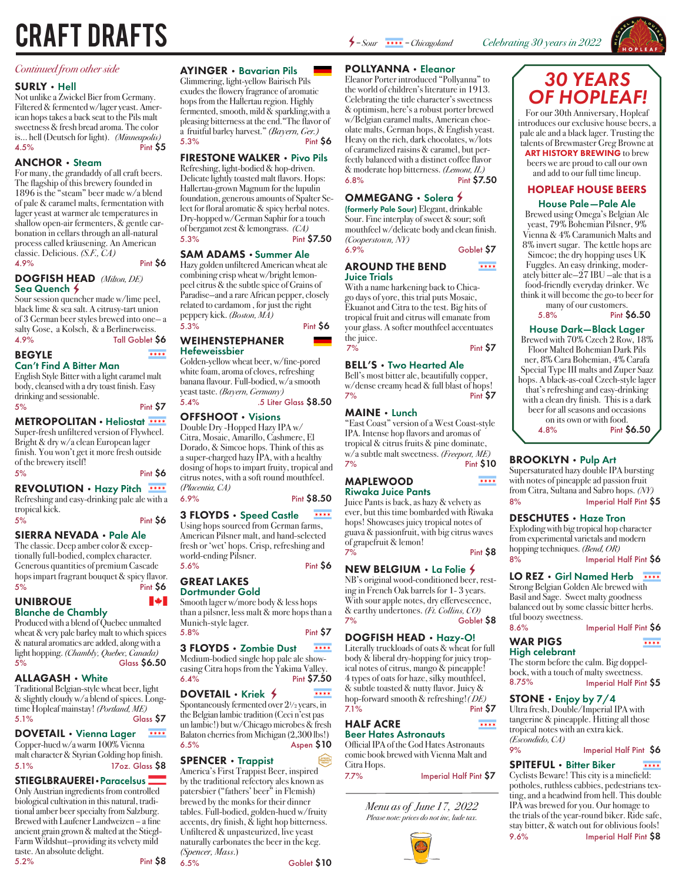# CRAFT DRAFTS

⚡ – *Sour* ★★★★ – *Chicagoland* *Celebrating 30 years in 2022*

*Continued from other side*

**SURLY** • **Hell**
Not unlike a Zwickel Bier from Germany. Filtered & fermented w/lager yeast. American hops takes a back seat to the Pils malt sweetness & fresh bread aroma. The color is... hell (Deutsch for light). *(Minneapolis)*
4.5% Pint $5

**ANCHOR** • **Steam**
For many, the grandaddy of all craft beers. The flagship of this brewery founded in 1896 is the "steam" beer made w/a blend of pale & caramel malts, fermentation with lager yeast at warmer ale temperatures in shallow open-air fermenters, & gentle carbonation in cellars through an all-natural process called kräusening. An American classic. Delicious. *(S.F., CA)*
4.9% Pint $6

**DOGFISH HEAD** *(Milton, DE)*
**Sea Quench** ⚡
Sour session quencher made w/lime peel, black lime & sea salt. A citrusy-tart union of 3 German beer styles brewed into one– a salty Gose, a Kolsch, & a Berlinerweiss.
4.9% Tall Goblet $6

**BEGYLE** ★★★★
**Can't Find A Bitter Man**
English Style Bitter with a light caramel malt body, cleansed with a dry toast finish. Easy drinking and sessionable.
5% Pint $7

**METROPOLITAN** • **Heliostat** ★★★★
Super-fresh unfiltered version of Flywheel. Bright & dry w/a clean European lager finish. You won't get it more fresh outside of the brewery itself!
5% Pint $6

**REVOLUTION** • **Hazy Pitch** ★★★★
Refreshing and easy-drinking pale ale with a tropical kick.
5% Pint $6

**SIERRA NEVADA** • **Pale Ale**
The classic. Deep amber color & exceptionally full-bodied, complex character. Generous quantities of premium Cascade hops impart fragrant bouquet & spicy flavor.
5% Pint $6

**UNIBROUE**
**Blanche de Chambly**
Produced with a blend of Quebec unmalted wheat & very pale barley malt to which spices & natural aromatics are added, along with a light hopping. *(Chambly, Quebec, Canada)*
5% Glass $6.50

**ALLAGASH** • **White**
Traditional Belgian-style wheat beer, light & slightly cloudy w/a blend of spices. Longtime Hopleaf mainstay! *(Portland, ME)*
5.1% Glass $7

**DOVETAIL** • **Vienna Lager** ★★★★
Copper-hued w/a warm 100% Vienna malt character & Styrian Golding hop finish.
5.1% 17oz. Glass $8

**STIEGLBRAUEREI** • **Paracelsus**
Only Austrian ingredients from controlled biological cultivation in this natural, traditional amber beer specialty from Salzburg. Brewed with Laufener Landweizen – a fine ancient grain grown & malted at the Stiegl-Farm Wildshut—providing its velvety mild taste. An absolute delight.
5.2% Pint $8

**AYINGER** • **Bavarian Pils**
Glimmering, light-yellow Bairisch Pils exudes the flowery fragrance of aromatic hops from the Hallertau region. Highly fermented, smooth, mild & sparkling,with a pleasing bitterness at the end."The flavor of a fruitful barley harvest." *(Bayern, Ger.)*
5.3% Pint $6

**FIRESTONE WALKER** • **Pivo Pils**
Refreshing, light-bodied & hop-driven. Delicate lightly toasted malt flavors. Hops: Hallertau-grown Magnum for the lupulin foundation, generous amounts of Spalter Select for floral aromatic & spicy herbal notes. Dry-hopped w/German Saphir for a touch of bergamot zest & lemongrass. *(CA)*
5.3% Pint $7.50

**SAM ADAMS** • **Summer Ale**
Hazy golden unfiltered American wheat ale combining crisp wheat w/bright lemon-peel citrus & the subtle spice of Grains of Paradise—and a rare African pepper, closely related to cardamom , for just the right peppery kick. *(Boston, MA)*
5.3% Pint $6

**WEIHENSTEPHANER**
**Hefeweissbier**
Golden-yellow wheat beer, w/fine-pored white foam, aroma of cloves, refreshing banana flavour. Full-bodied, w/a smooth yeast taste. *(Bayern, Germany)*
5.4% .5 Liter Glass $8.50

**OFFSHOOT** • **Visions**
Double Dry -Hopped Hazy IPA w/ Citra, Mosaic, Amarillo, Cashmere, El Dorado, & Simcoe hops. Think of this as a super-charged hazy IPA, with a healthy dosing of hops to impart fruity, tropical and citrus notes, with a soft round mouthfeel. *(Placentia, CA)*
6.9% Pint $8.50

**3 FLOYDS** • **Speed Castle** ★★★★
Using hops sourced from German farms, American Pilsner malt, and hand-selected fresh or 'wet' hops. Crisp, refreshing and world-ending Pilsner.
5.6% Pint $6

**GREAT LAKES**
**Dortmunder Gold**
Smooth lager w/more body & less hops than a pilsner, less malt & more hops than a Munich-style lager.
5.8% Pint $7

**3 FLOYDS** • **Zombie Dust** ★★★★
Medium-bodied single hop pale ale showcasing Citra hops from the Yakima Valley.
6.4% Pint $7.50

**DOVETAIL** • **Kriek** ⚡ ★★★★
Spontaneously fermented over 2½ years, in the Belgian lambic tradition (Ceci n'est pas un lambic!) but w/Chicago microbes & fresh Balaton cherries from Michigan (2,300 lbs!)
6.5% Aspen $10

**SPENCER** • **Trappist**
America's First Trappist Beer, inspired by the traditional refectory ales known as patersbier ("fathers' beer" in Flemish) brewed by the monks for their dinner tables. Full-bodied, golden-hued w/fruity accents, dry finish, & light hop bitterness. Unfiltered & unpasteurized, live yeast naturally carbonates the beer in the keg. *(Spencer, Mass.)*
6.5% Goblet $10

**POLLYANNA** • **Eleanor**
Eleanor Porter introduced "Pollyanna" to the world of children's literature in 1913. Celebrating the title character's sweetness & optimism, here's a robust porter brewed w/Belgian caramel malts, American chocolate malts, German hops, & English yeast. Heavy on the rich, dark chocolates, w/lots of caramelized raisins & caramel, but perfectly balanced with a distinct coffee flavor & moderate hop bitterness. *(Lemont, IL)*
6.8% Pint $7.50

**OMMEGANG** • **Solera** ⚡
(formerly Pale Sour) Elegant, drinkable Sour. Fine interplay of sweet & sour; soft mouthfeel w/delicate body and clean finish. *(Cooperstown, NY)*
6.9% Goblet $7

**AROUND THE BEND** ★★★★
**Juice Trials**
With a name harkening back to Chicago days of yore, this trial puts Mosaic, Ekuanot and Citra to the test. Big hits of tropical fruit and citrus will emanate from your glass. A softer mouthfeel accentuates the juice.
7% Pint $7

**BELL'S** • **Two Hearted Ale**
Bell's most bitter ale, beautifully copper, w/dense creamy head & full blast of hops!
7% Pint $7

**MAINE** • **Lunch**
"East Coast" version of a West Coast-style IPA. Intense hop flavors and aromas of tropical & citrus fruits & pine dominate, w/a subtle malt sweetness. *(Freeport, ME)*
7% Pint $10

**MAPLEWOOD** ★★★★
**Riwaka Juice Pants**
Juice Pants is back, as hazy & velvety as ever, but this time bombarded with Riwaka hops! Showcases juicy tropical notes of guava & passionfruit, with big citrus waves of grapefruit & lemon!
7% Pint $8

**NEW BELGIUM** • **La Folie** ⚡
NB's original wood-conditioned beer, resting in French Oak barrels for 1- 3 years. With sour apple notes, dry effervescence, & earthy undertones. *(Ft. Collins, CO)*
7% Goblet $8

**DOGFISH HEAD** • **Hazy-O!**
Literally truckloads of oats & wheat for full body & liberal dry-hopping for juicy tropical notes of citrus, mango & pineapple! 4 types of oats for haze, silky mouthfeel, & subtle toasted & nutty flavor. Juicy & hop-forward smooth & refreshing! *(DE)*
7.1% Pint $7

**HALF ACRE** ★★★★
**Beer Hates Astronauts**
Official IPA of the God Hates Astronauts comic book brewed with Vienna Malt and Citra Hops.
7.7% Imperial Half Pint $7

*Menu as of June 17, 2022*
*Please note: prices do not inc. lude tax.*

## 30 YEARS OF HOPLEAF!

For our 30th Anniversary, Hopleaf introduces our exclusive house beers, a pale ale and a black lager. Trusting the talents of Brewmaster Greg Browne at **ART HISTORY BREWING** to brew beers we are proud to call our own and add to our full time lineup.

### HOPLEAF HOUSE BEERS

**House Pale—Pale Ale**
Brewed using Omega's Belgian Ale yeast, 79% Bohemian Pilsner, 9% Vienna & 4% Caramunich Malts and 8% invert sugar. The kettle hops are Simcoe; the dry hopping uses UK Fuggles. An easy drinking, moderately bitter ale—27 IBU —ale that is a food-friendly everyday drinker. We think it will become the go-to beer for many of our customers.
5.8% Pint $6.50

**House Dark—Black Lager**
Brewed with 70% Czech 2 Row, 18% Floor Malted Bohemian Dark Pilsner, 8% Cara Bohemian, 4% Carafa Special Type III malts and Zuper Saaz hops. A black-as-coal Czech-style lager that's refreshing and easy-drinking with a clean dry finish. This is a dark beer for all seasons and occasions on its own or with food.
4.8% Pint $6.50

**BROOKLYN** • **Pulp Art**
Supersaturated hazy double IPA bursting with notes of pineapple ad passion fruit from Citra, Sultana and Sabro hops. *(NY)*
8% Imperial Half Pint $5

**DESCHUTES** • **Haze Tron**
Exploding with big tropical hop character from experimental varietals and modern hopping techniques. *(Bend, OR)*
8% Imperial Half Pint $6

**LO REZ** • **Girl Named Herb** ★★★★
Strong Belgian Golden Ale brewed with Basil and Sage. Sweet malty goodness balanced out by some classic bitter herbs. tful boozy sweetness.
8.6% Imperial Half Pint $6

**WAR PIGS** ★★★★
**High celebrant**
The storm before the calm. Big doppelbock, with a touch of malty sweetness.
8.75% Imperial Half Pint $5

**STONE** • **Enjoy by 7/4**
Ultra fresh, Double/Imperial IPA with tangerine & pineapple. Hitting all those tropical notes with an extra kick. *(Escondido, CA)*
9% Imperial Half Pint $6

**SPITEFUL** • **Bitter Biker** ★★★★
Cyclists Beware! This city is a minefield: potholes, ruthless cabbies, pedestrians texting, and a headwind from hell. This double IPA was brewed for you. Our homage to the trials of the year-round biker. Ride safe, stay bitter, & watch out for oblivious fools!
9.6% Imperial Half Pint $8